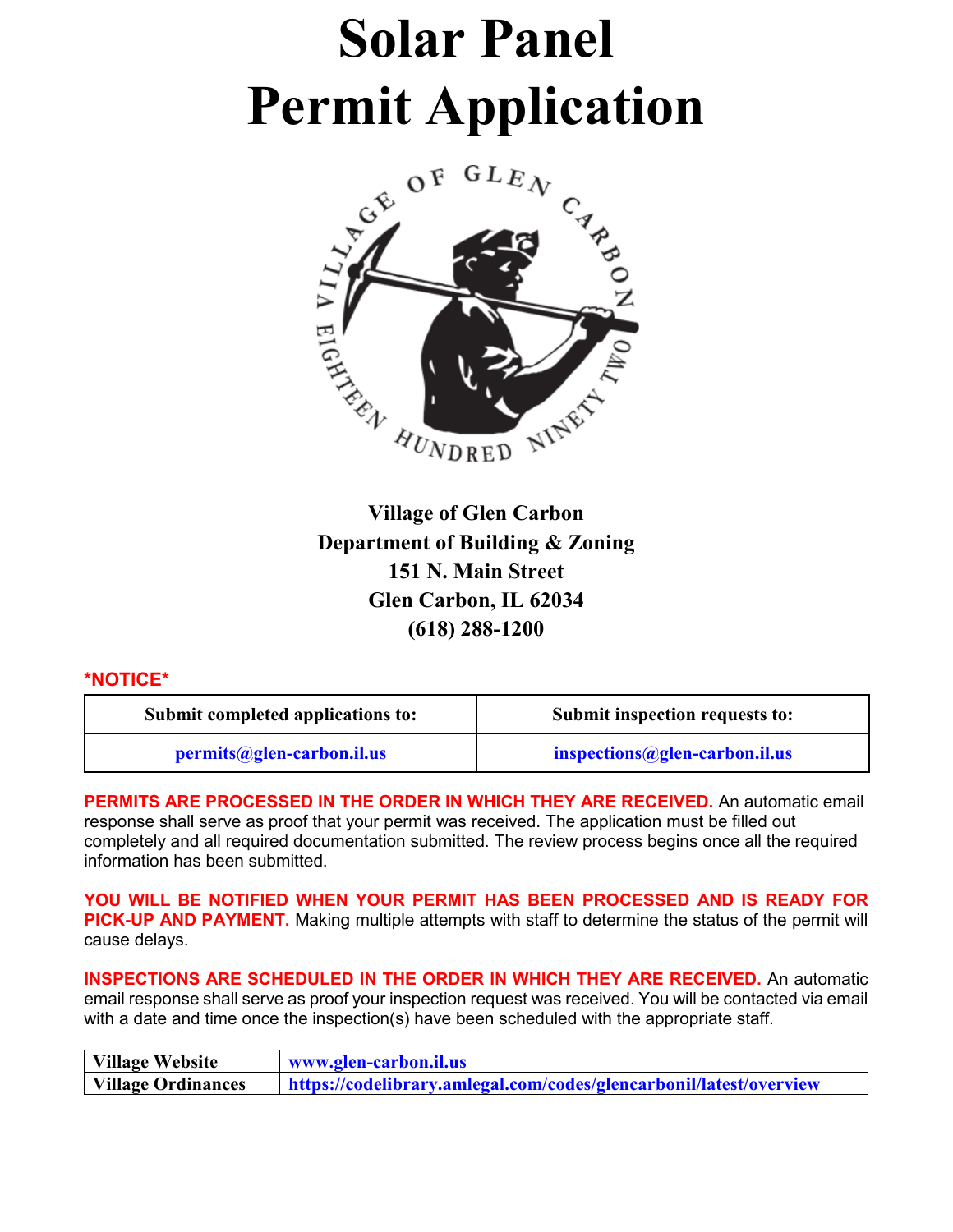# Solar Panel Permit Application

**Village of Glen Carbon**
**Department of Building & Zoning**
**151 N. Main Street**
**Glen Carbon, IL 62034**
**(618) 288-1200**

**\*NOTICE\***

| Submit completed applications to: | Submit inspection requests to: |
| --- | --- |
| permits@glen-carbon.il.us | inspections@glen-carbon.il.us |

**PERMITS ARE PROCESSED IN THE ORDER IN WHICH THEY ARE RECEIVED.** An automatic email response shall serve as proof that your permit was received. The application must be filled out completely and all required documentation submitted. The review process begins once all the required information has been submitted.

**YOU WILL BE NOTIFIED WHEN YOUR PERMIT HAS BEEN PROCESSED AND IS READY FOR PICK-UP AND PAYMENT.** Making multiple attempts with staff to determine the status of the permit will cause delays.

**INSPECTIONS ARE SCHEDULED IN THE ORDER IN WHICH THEY ARE RECEIVED.** An automatic email response shall serve as proof your inspection request was received. You will be contacted via email with a date and time once the inspection(s) have been scheduled with the appropriate staff.

| Village Website | www.glen-carbon.il.us |
| --- | --- |
| Village Ordinances | https://codelibrary.amlegal.com/codes/glencarbonil/latest/overview |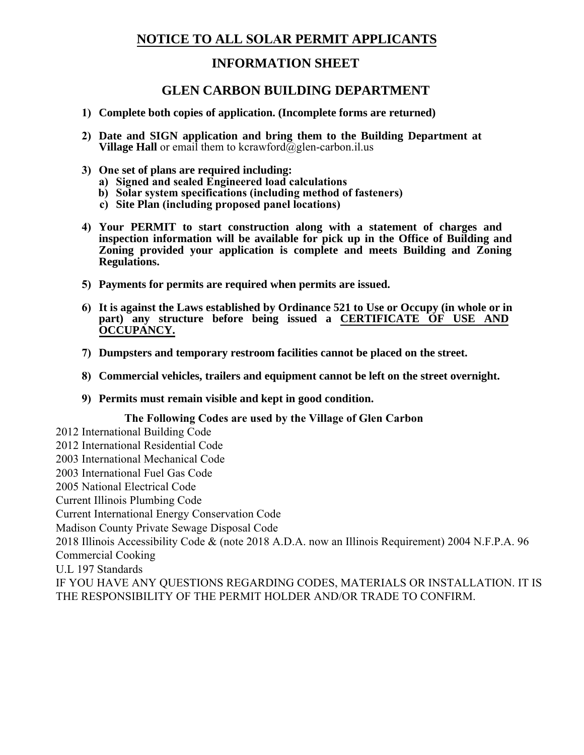# NOTICE TO ALL SOLAR PERMIT APPLICANTS

## INFORMATION SHEET

## GLEN CARBON BUILDING DEPARTMENT

1) **Complete both copies of application. (Incomplete forms are returned)**

2) **Date and SIGN application and bring them to the Building Department at Village Hall** or email them to kcrawford@glen-carbon.il.us

3) **One set of plans are required including:**
   a) **Signed and sealed Engineered load calculations**
   b) **Solar system specifications (including method of fasteners)**
   c) **Site Plan (including proposed panel locations)**

4) **Your PERMIT to start construction along with a statement of charges and inspection information will be available for pick up in the Office of Building and Zoning provided your application is complete and meets Building and Zoning Regulations.**

5) **Payments for permits are required when permits are issued.**

6) **It is against the Laws established by Ordinance 521 to Use or Occupy (in whole or in part) any structure before being issued a <u>CERTIFICATE OF USE AND OCCUPANCY.</u>**

7) **Dumpsters and temporary restroom facilities cannot be placed on the street.**

8) **Commercial vehicles, trailers and equipment cannot be left on the street overnight.**

9) **Permits must remain visible and kept in good condition.**

**The Following Codes are used by the Village of Glen Carbon**

2012 International Building Code
2012 International Residential Code
2003 International Mechanical Code
2003 International Fuel Gas Code
2005 National Electrical Code
Current Illinois Plumbing Code
Current International Energy Conservation Code
Madison County Private Sewage Disposal Code
2018 Illinois Accessibility Code & (note 2018 A.D.A. now an Illinois Requirement) 2004 N.F.P.A. 96 Commercial Cooking
U.L 197 Standards
IF YOU HAVE ANY QUESTIONS REGARDING CODES, MATERIALS OR INSTALLATION. IT IS THE RESPONSIBILITY OF THE PERMIT HOLDER AND/OR TRADE TO CONFIRM.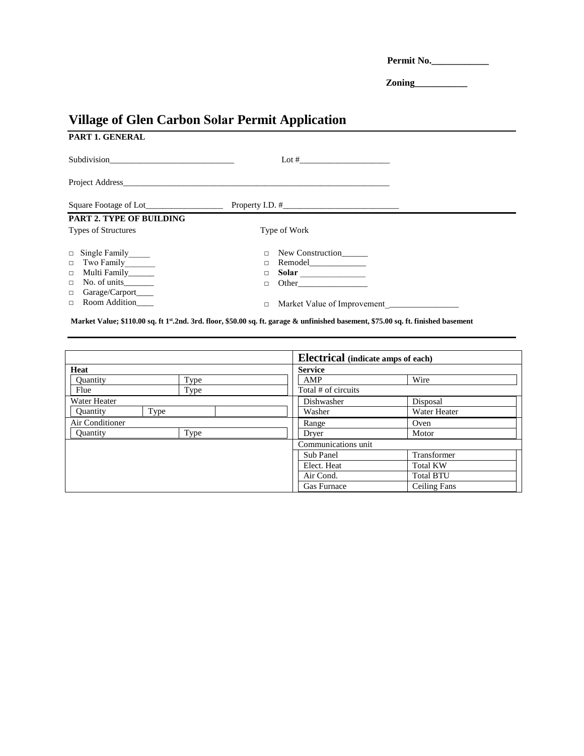**Permit No.____________**

**Zoning___________**

# Village of Glen Carbon Solar Permit Application

**PART 1. GENERAL**

Subdivision_____________________________ Lot #_____________________

Project Address_________________________________________________________________

Square Footage of Lot__________________ Property I.D. #___________________________

**PART 2. TYPE OF BUILDING**

Types of Structures

- □ Single Family_____
- □ Two Family_______
- □ Multi Family______
- □ No. of units_______
- □ Garage/Carport____
- □ Room Addition____

Type of Work

- □ New Construction______
- □ Remodel_____________
- □ **Solar** _______________
- □ Other________________
- □ Market Value of Improvement_________________

**Market Value; $110.00 sq. ft 1st.2nd. 3rd. floor, $50.00 sq. ft. garage & unfinished basement, $75.00 sq. ft. finished basement**

| | | **Electrical** (indicate amps of each) | |
|---|---|---|---|
| **Heat** | | **Service** | |
| Quantity | Type | AMP | Wire |
| Flue | Type | Total # of circuits | |
| Water Heater | | Dishwasher | Disposal |
| Quantity | Type | Washer | Water Heater |
| Air Conditioner | | Range | Oven |
| Quantity | Type | Dryer | Motor |
| | | Communications unit | |
| | | Sub Panel | Transformer |
| | | Elect. Heat | Total KW |
| | | Air Cond. | Total BTU |
| | | Gas Furnace | Ceiling Fans |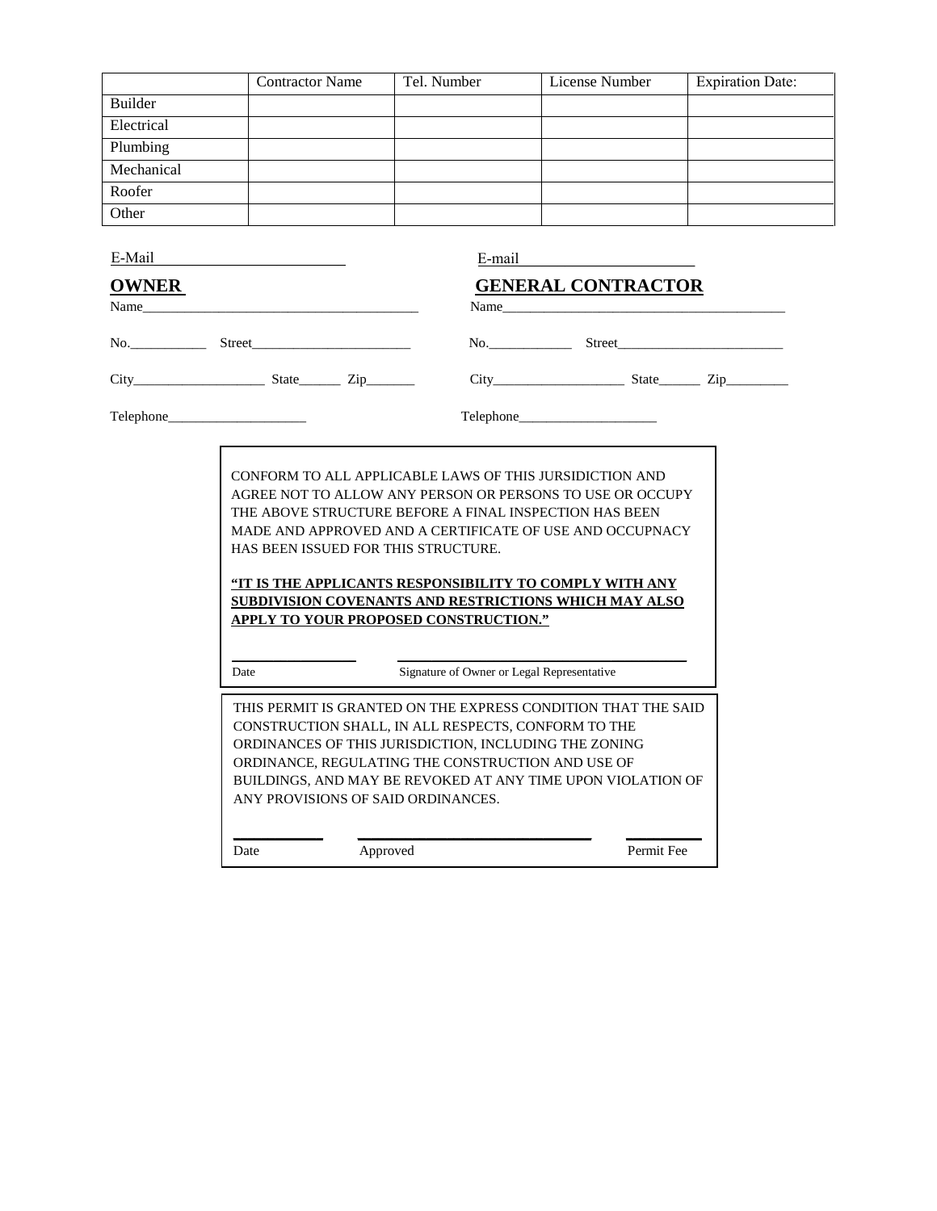| | Contractor Name | Tel. Number | License Number | Expiration Date: |
|---|---|---|---|---|
| Builder | | | | |
| Electrical | | | | |
| Plumbing | | | | |
| Mechanical | | | | |
| Roofer | | | | |
| Other | | | | |

E-Mail_________________________

**OWNER**

Name________________________________________

No.___________ Street_______________________

City___________________ State______ Zip_______

Telephone____________________

E-mail______________________

**GENERAL CONTRACTOR**

Name_________________________________________

No.____________ Street________________________

City___________________ State______ Zip_________

Telephone____________________

CONFORM TO ALL APPLICABLE LAWS OF THIS JURSIDICTION AND AGREE NOT TO ALLOW ANY PERSON OR PERSONS TO USE OR OCCUPY THE ABOVE STRUCTURE BEFORE A FINAL INSPECTION HAS BEEN MADE AND APPROVED AND A CERTIFICATE OF USE AND OCCUPNACY HAS BEEN ISSUED FOR THIS STRUCTURE.

**"IT IS THE APPLICANTS RESPONSIBILITY TO COMPLY WITH ANY SUBDIVISION COVENANTS AND RESTRICTIONS WHICH MAY ALSO APPLY TO YOUR PROPOSED CONSTRUCTION."**

_______________ &nbsp;&nbsp;&nbsp; ____________________________________

Date &nbsp;&nbsp;&nbsp; Signature of Owner or Legal Representative

THIS PERMIT IS GRANTED ON THE EXPRESS CONDITION THAT THE SAID CONSTRUCTION SHALL, IN ALL RESPECTS, CONFORM TO THE ORDINANCES OF THIS JURISDICTION, INCLUDING THE ZONING ORDINANCE, REGULATING THE CONSTRUCTION AND USE OF BUILDINGS, AND MAY BE REVOKED AT ANY TIME UPON VIOLATION OF ANY PROVISIONS OF SAID ORDINANCES.

___________ &nbsp;&nbsp;&nbsp; ______________________________ &nbsp;&nbsp;&nbsp; _________

Date &nbsp;&nbsp;&nbsp; Approved &nbsp;&nbsp;&nbsp; Permit Fee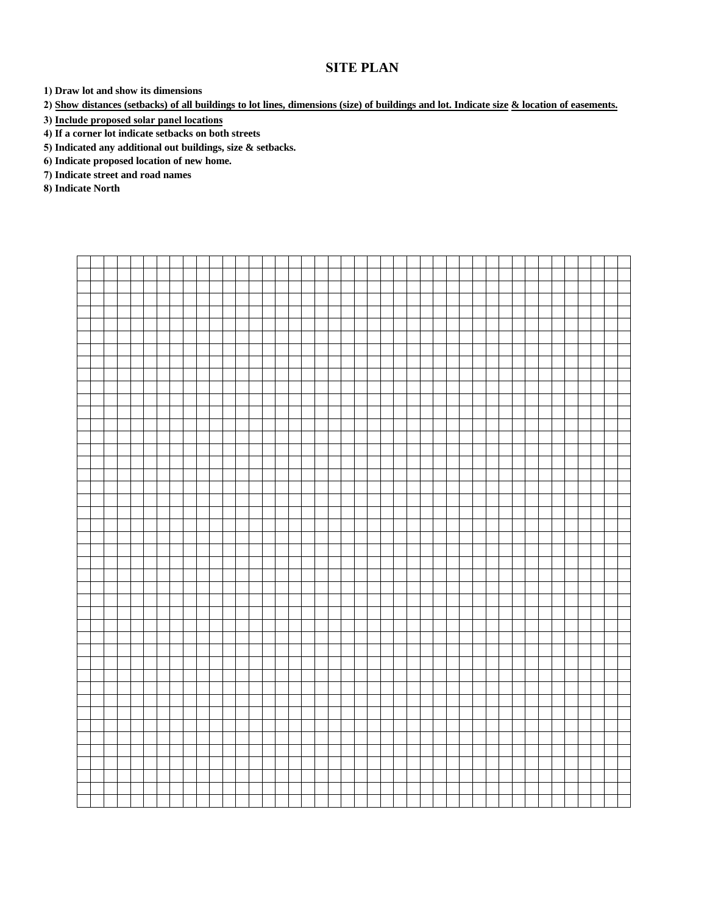# SITE PLAN

**1) Draw lot and show its dimensions**

**2) Show distances (setbacks) of all buildings to lot lines, dimensions (size) of buildings and lot. Indicate size & location of easements.**

**3) Include proposed solar panel locations**

**4) If a corner lot indicate setbacks on both streets**

**5) Indicated any additional out buildings, size & setbacks.**

**6) Indicate proposed location of new home.**

**7) Indicate street and road names**

**8) Indicate North**